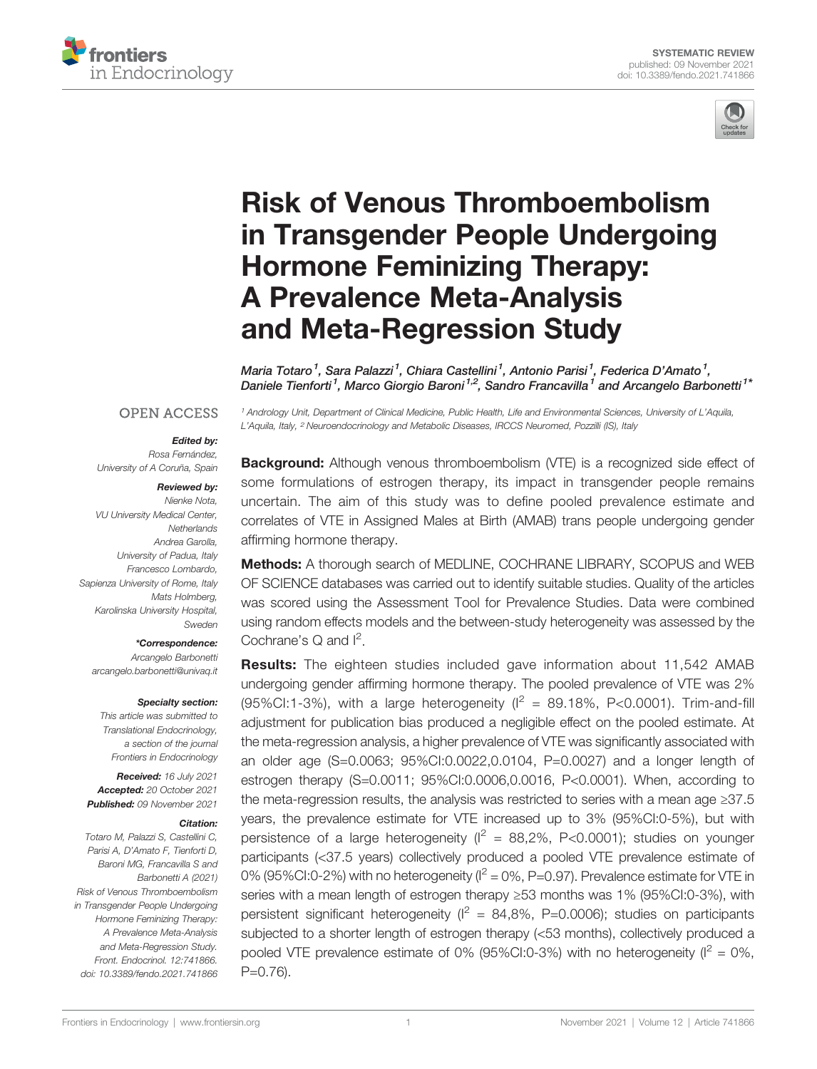SYSTEMATIC REVIEW
published: 09 November 2021
doi: 10.3389/fendo.2021.741866

# Risk of Venous Thromboembolism in Transgender People Undergoing Hormone Feminizing Therapy: A Prevalence Meta-Analysis and Meta-Regression Study

Maria Totaro[1], Sara Palazzi[1], Chiara Castellini[1], Antonio Parisi[1], Federica D'Amato[1], Daniele Tienforti[1], Marco Giorgio Baroni[1,2], Sandro Francavilla[1] and Arcangelo Barbonetti[1]*

[1] Andrology Unit, Department of Clinical Medicine, Public Health, Life and Environmental Sciences, University of L'Aquila, L'Aquila, Italy, [2] Neuroendocrinology and Metabolic Diseases, IRCCS Neuromed, Pozzilli (IS), Italy

OPEN ACCESS

*Edited by:*
Rosa Fernández,
University of A Coruña, Spain

*Reviewed by:*
Nienke Nota,
VU University Medical Center, Netherlands
Andrea Garolla,
University of Padua, Italy
Francesco Lombardo,
Sapienza University of Rome, Italy
Mats Holmberg,
Karolinska University Hospital, Sweden

***Correspondence:***
Arcangelo Barbonetti
arcangelo.barbonetti@univaq.it

*Specialty section:*
This article was submitted to Translational Endocrinology, a section of the journal Frontiers in Endocrinology

**Received:** 16 July 2021
**Accepted:** 20 October 2021
**Published:** 09 November 2021

*Citation:*
Totaro M, Palazzi S, Castellini C, Parisi A, D'Amato F, Tienforti D, Baroni MG, Francavilla S and Barbonetti A (2021) Risk of Venous Thromboembolism in Transgender People Undergoing Hormone Feminizing Therapy: A Prevalence Meta-Analysis and Meta-Regression Study. Front. Endocrinol. 12:741866. doi: 10.3389/fendo.2021.741866

**Background:** Although venous thromboembolism (VTE) is a recognized side effect of some formulations of estrogen therapy, its impact in transgender people remains uncertain. The aim of this study was to define pooled prevalence estimate and correlates of VTE in Assigned Males at Birth (AMAB) trans people undergoing gender affirming hormone therapy.

**Methods:** A thorough search of MEDLINE, COCHRANE LIBRARY, SCOPUS and WEB OF SCIENCE databases was carried out to identify suitable studies. Quality of the articles was scored using the Assessment Tool for Prevalence Studies. Data were combined using random effects models and the between-study heterogeneity was assessed by the Cochrane's Q and $I^2$.

**Results:** The eighteen studies included gave information about 11,542 AMAB undergoing gender affirming hormone therapy. The pooled prevalence of VTE was 2% (95%CI:1-3%), with a large heterogeneity ($I^2$ = 89.18%, P<0.0001). Trim-and-fill adjustment for publication bias produced a negligible effect on the pooled estimate. At the meta-regression analysis, a higher prevalence of VTE was significantly associated with an older age (S=0.0063; 95%CI:0.0022,0.0104, P=0.0027) and a longer length of estrogen therapy (S=0.0011; 95%CI:0.0006,0.0016, P<0.0001). When, according to the meta-regression results, the analysis was restricted to series with a mean age ≥37.5 years, the prevalence estimate for VTE increased up to 3% (95%CI:0-5%), but with persistence of a large heterogeneity ($I^2$ = 88,2%, P<0.0001); studies on younger participants (<37.5 years) collectively produced a pooled VTE prevalence estimate of 0% (95%CI:0-2%) with no heterogeneity ($I^2$ = 0%, P=0.97). Prevalence estimate for VTE in series with a mean length of estrogen therapy ≥53 months was 1% (95%CI:0-3%), with persistent significant heterogeneity ($I^2$ = 84,8%, P=0.0006); studies on participants subjected to a shorter length of estrogen therapy (<53 months), collectively produced a pooled VTE prevalence estimate of 0% (95%CI:0-3%) with no heterogeneity ($I^2$ = 0%, P=0.76).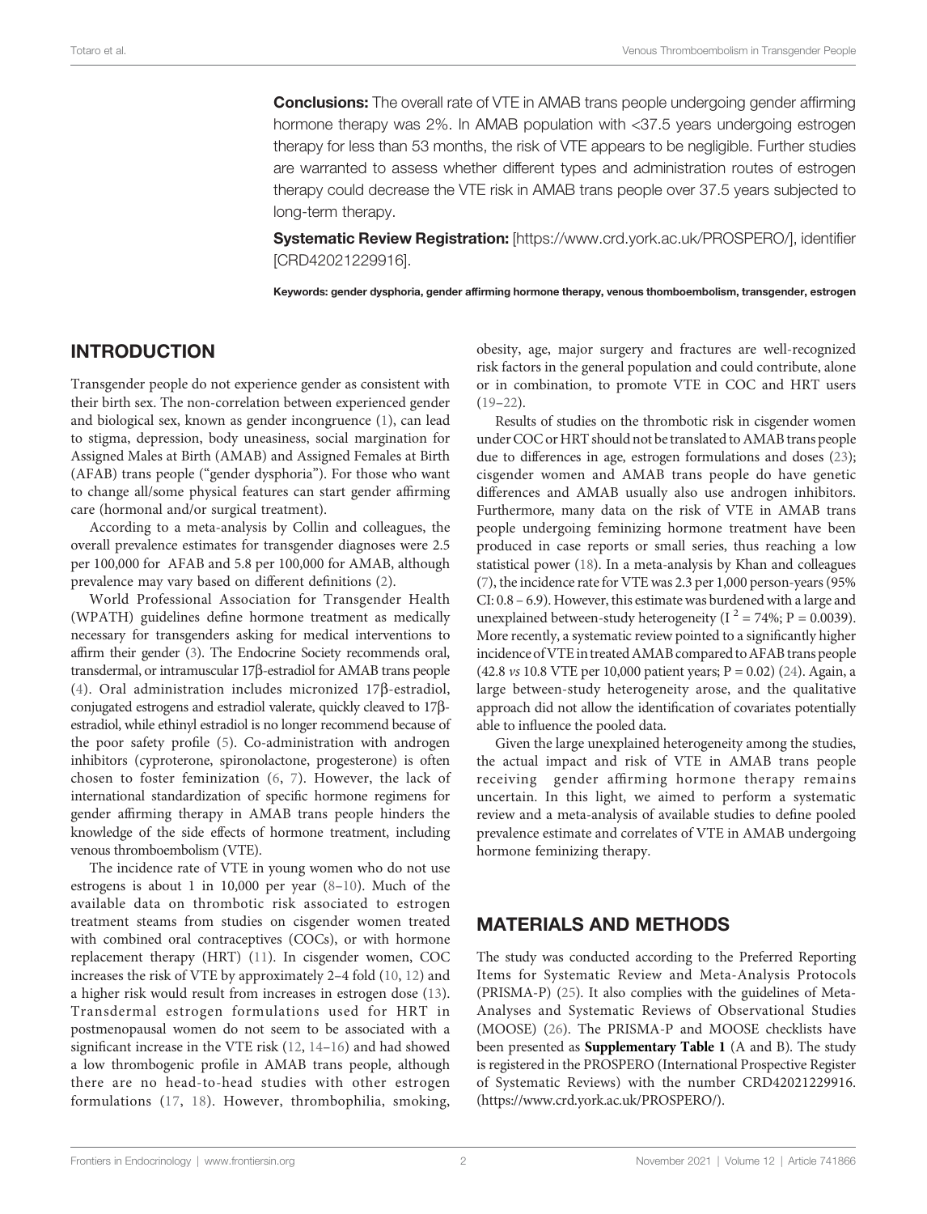**Conclusions:** The overall rate of VTE in AMAB trans people undergoing gender affirming hormone therapy was 2%. In AMAB population with <37.5 years undergoing estrogen therapy for less than 53 months, the risk of VTE appears to be negligible. Further studies are warranted to assess whether different types and administration routes of estrogen therapy could decrease the VTE risk in AMAB trans people over 37.5 years subjected to long-term therapy.

**Systematic Review Registration:** [https://www.crd.york.ac.uk/PROSPERO/], identifier [CRD42021229916].

**Keywords: gender dysphoria, gender affirming hormone therapy, venous thomboembolism, transgender, estrogen**

## INTRODUCTION

Transgender people do not experience gender as consistent with their birth sex. The non-correlation between experienced gender and biological sex, known as gender incongruence (1), can lead to stigma, depression, body uneasiness, social margination for Assigned Males at Birth (AMAB) and Assigned Females at Birth (AFAB) trans people ("gender dysphoria"). For those who want to change all/some physical features can start gender affirming care (hormonal and/or surgical treatment).

According to a meta-analysis by Collin and colleagues, the overall prevalence estimates for transgender diagnoses were 2.5 per 100,000 for AFAB and 5.8 per 100,000 for AMAB, although prevalence may vary based on different definitions (2).

World Professional Association for Transgender Health (WPATH) guidelines define hormone treatment as medically necessary for transgenders asking for medical interventions to affirm their gender (3). The Endocrine Society recommends oral, transdermal, or intramuscular 17β-estradiol for AMAB trans people (4). Oral administration includes micronized 17β-estradiol, conjugated estrogens and estradiol valerate, quickly cleaved to 17β-estradiol, while ethinyl estradiol is no longer recommend because of the poor safety profile (5). Co-administration with androgen inhibitors (cyproterone, spironolactone, progesterone) is often chosen to foster feminization (6, 7). However, the lack of international standardization of specific hormone regimens for gender affirming therapy in AMAB trans people hinders the knowledge of the side effects of hormone treatment, including venous thromboembolism (VTE).

The incidence rate of VTE in young women who do not use estrogens is about 1 in 10,000 per year (8–10). Much of the available data on thrombotic risk associated to estrogen treatment steams from studies on cisgender women treated with combined oral contraceptives (COCs), or with hormone replacement therapy (HRT) (11). In cisgender women, COC increases the risk of VTE by approximately 2–4 fold (10, 12) and a higher risk would result from increases in estrogen dose (13). Transdermal estrogen formulations used for HRT in postmenopausal women do not seem to be associated with a significant increase in the VTE risk (12, 14–16) and had showed a low thrombogenic profile in AMAB trans people, although there are no head-to-head studies with other estrogen formulations (17, 18). However, thrombophilia, smoking, obesity, age, major surgery and fractures are well-recognized risk factors in the general population and could contribute, alone or in combination, to promote VTE in COC and HRT users (19–22).

Results of studies on the thrombotic risk in cisgender women under COC or HRT should not be translated to AMAB trans people due to differences in age, estrogen formulations and doses (23); cisgender women and AMAB trans people do have genetic differences and AMAB usually also use androgen inhibitors. Furthermore, many data on the risk of VTE in AMAB trans people undergoing feminizing hormone treatment have been produced in case reports or small series, thus reaching a low statistical power (18). In a meta-analysis by Khan and colleagues (7), the incidence rate for VTE was 2.3 per 1,000 person-years (95% CI: 0.8 – 6.9). However, this estimate was burdened with a large and unexplained between-study heterogeneity ($I^2$ = 74%; P = 0.0039). More recently, a systematic review pointed to a significantly higher incidence of VTE in treated AMAB compared to AFAB trans people (42.8 *vs* 10.8 VTE per 10,000 patient years; P = 0.02) (24). Again, a large between-study heterogeneity arose, and the qualitative approach did not allow the identification of covariates potentially able to influence the pooled data.

Given the large unexplained heterogeneity among the studies, the actual impact and risk of VTE in AMAB trans people receiving gender affirming hormone therapy remains uncertain. In this light, we aimed to perform a systematic review and a meta-analysis of available studies to define pooled prevalence estimate and correlates of VTE in AMAB undergoing hormone feminizing therapy.

## MATERIALS AND METHODS

The study was conducted according to the Preferred Reporting Items for Systematic Review and Meta-Analysis Protocols (PRISMA-P) (25). It also complies with the guidelines of Meta-Analyses and Systematic Reviews of Observational Studies (MOOSE) (26). The PRISMA-P and MOOSE checklists have been presented as **Supplementary Table 1** (A and B). The study is registered in the PROSPERO (International Prospective Register of Systematic Reviews) with the number CRD42021229916. (https://www.crd.york.ac.uk/PROSPERO/).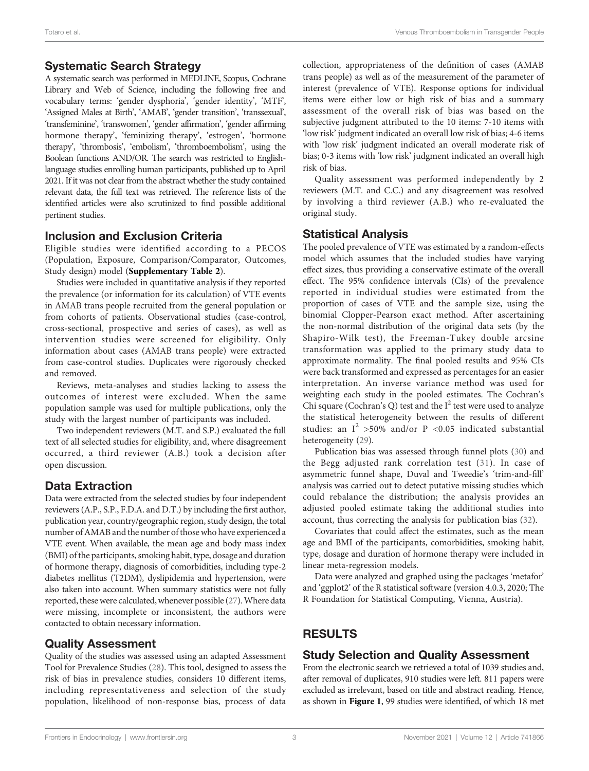## Systematic Search Strategy

A systematic search was performed in MEDLINE, Scopus, Cochrane Library and Web of Science, including the following free and vocabulary terms: 'gender dysphoria', 'gender identity', 'MTF', 'Assigned Males at Birth', 'AMAB', 'gender transition', 'transsexual', 'transfeminine', 'transwomen', 'gender affirmation', 'gender affirming hormone therapy', 'feminizing therapy', 'estrogen', 'hormone therapy', 'thrombosis', 'embolism', 'thromboembolism', using the Boolean functions AND/OR. The search was restricted to English-language studies enrolling human participants, published up to April 2021. If it was not clear from the abstract whether the study contained relevant data, the full text was retrieved. The reference lists of the identified articles were also scrutinized to find possible additional pertinent studies.

## Inclusion and Exclusion Criteria

Eligible studies were identified according to a PECOS (Population, Exposure, Comparison/Comparator, Outcomes, Study design) model (**Supplementary Table 2**).

Studies were included in quantitative analysis if they reported the prevalence (or information for its calculation) of VTE events in AMAB trans people recruited from the general population or from cohorts of patients. Observational studies (case-control, cross-sectional, prospective and series of cases), as well as intervention studies were screened for eligibility. Only information about cases (AMAB trans people) were extracted from case-control studies. Duplicates were rigorously checked and removed.

Reviews, meta-analyses and studies lacking to assess the outcomes of interest were excluded. When the same population sample was used for multiple publications, only the study with the largest number of participants was included.

Two independent reviewers (M.T. and S.P.) evaluated the full text of all selected studies for eligibility, and, where disagreement occurred, a third reviewer (A.B.) took a decision after open discussion.

## Data Extraction

Data were extracted from the selected studies by four independent reviewers (A.P., S.P., F.D.A. and D.T.) by including the first author, publication year, country/geographic region, study design, the total number of AMAB and the number of those who have experienced a VTE event. When available, the mean age and body mass index (BMI) of the participants, smoking habit, type, dosage and duration of hormone therapy, diagnosis of comorbidities, including type-2 diabetes mellitus (T2DM), dyslipidemia and hypertension, were also taken into account. When summary statistics were not fully reported, these were calculated, whenever possible (27). Where data were missing, incomplete or inconsistent, the authors were contacted to obtain necessary information.

## Quality Assessment

Quality of the studies was assessed using an adapted Assessment Tool for Prevalence Studies (28). This tool, designed to assess the risk of bias in prevalence studies, considers 10 different items, including representativeness and selection of the study population, likelihood of non-response bias, process of data collection, appropriateness of the definition of cases (AMAB trans people) as well as of the measurement of the parameter of interest (prevalence of VTE). Response options for individual items were either low or high risk of bias and a summary assessment of the overall risk of bias was based on the subjective judgment attributed to the 10 items: 7-10 items with 'low risk' judgment indicated an overall low risk of bias; 4-6 items with 'low risk' judgment indicated an overall moderate risk of bias; 0-3 items with 'low risk' judgment indicated an overall high risk of bias.

Quality assessment was performed independently by 2 reviewers (M.T. and C.C.) and any disagreement was resolved by involving a third reviewer (A.B.) who re-evaluated the original study.

## Statistical Analysis

The pooled prevalence of VTE was estimated by a random-effects model which assumes that the included studies have varying effect sizes, thus providing a conservative estimate of the overall effect. The 95% confidence intervals (CIs) of the prevalence reported in individual studies were estimated from the proportion of cases of VTE and the sample size, using the binomial Clopper-Pearson exact method. After ascertaining the non-normal distribution of the original data sets (by the Shapiro-Wilk test), the Freeman-Tukey double arcsine transformation was applied to the primary study data to approximate normality. The final pooled results and 95% CIs were back transformed and expressed as percentages for an easier interpretation. An inverse variance method was used for weighting each study in the pooled estimates. The Cochran's Chi square (Cochran's Q) test and the $I^2$ test were used to analyze the statistical heterogeneity between the results of different studies: an $I^2$ >50% and/or $P$ <0.05 indicated substantial heterogeneity (29).

Publication bias was assessed through funnel plots (30) and the Begg adjusted rank correlation test (31). In case of asymmetric funnel shape, Duval and Tweedie's 'trim-and-fill' analysis was carried out to detect putative missing studies which could rebalance the distribution; the analysis provides an adjusted pooled estimate taking the additional studies into account, thus correcting the analysis for publication bias (32).

Covariates that could affect the estimates, such as the mean age and BMI of the participants, comorbidities, smoking habit, type, dosage and duration of hormone therapy were included in linear meta-regression models.

Data were analyzed and graphed using the packages 'metafor' and 'ggplot2' of the R statistical software (version 4.0.3, 2020; The R Foundation for Statistical Computing, Vienna, Austria).

# RESULTS

## Study Selection and Quality Assessment

From the electronic search we retrieved a total of 1039 studies and, after removal of duplicates, 910 studies were left. 811 papers were excluded as irrelevant, based on title and abstract reading. Hence, as shown in **Figure 1**, 99 studies were identified, of which 18 met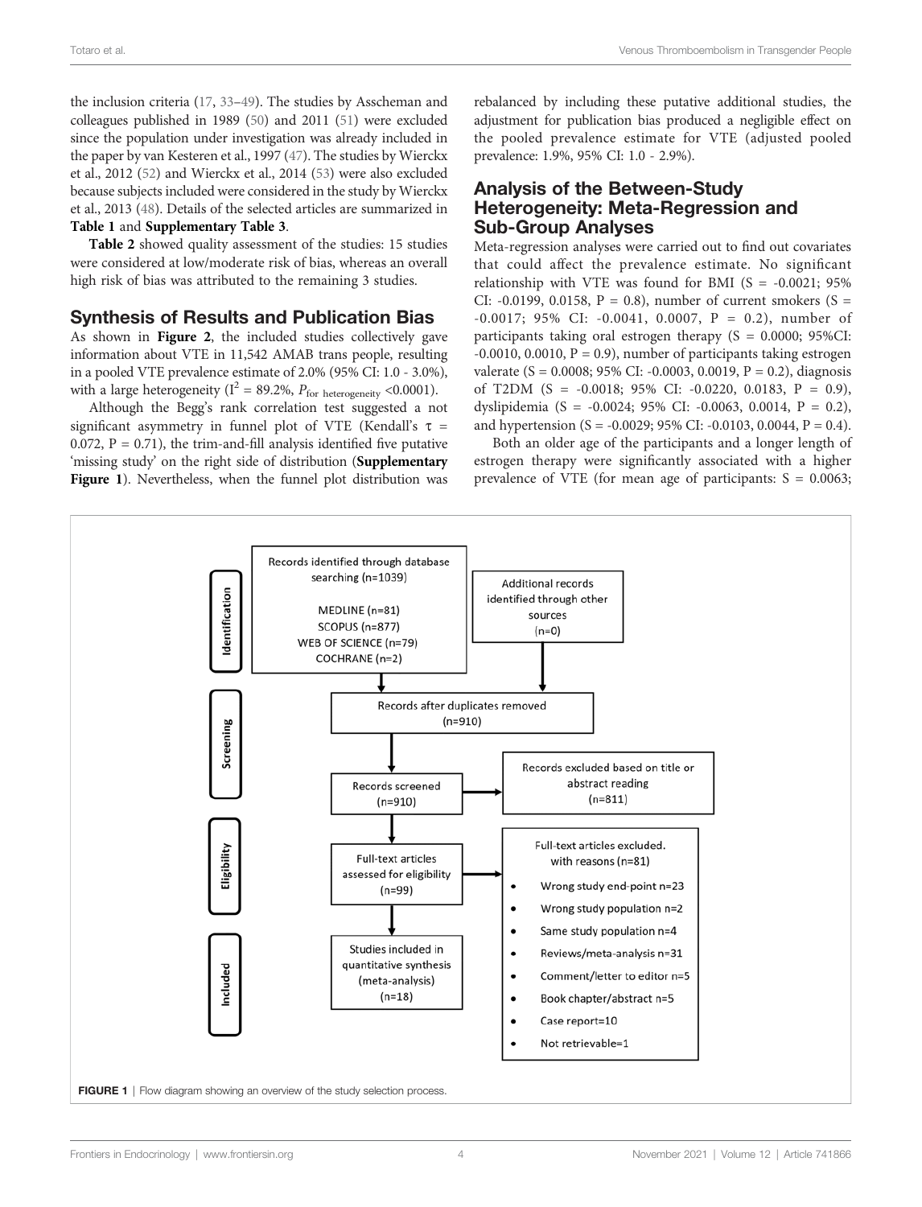the inclusion criteria (17, 33–49). The studies by Asscheman and colleagues published in 1989 (50) and 2011 (51) were excluded since the population under investigation was already included in the paper by van Kesteren et al., 1997 (47). The studies by Wierckx et al., 2012 (52) and Wierckx et al., 2014 (53) were also excluded because subjects included were considered in the study by Wierckx et al., 2013 (48). Details of the selected articles are summarized in **Table 1** and **Supplementary Table 3**.

**Table 2** showed quality assessment of the studies: 15 studies were considered at low/moderate risk of bias, whereas an overall high risk of bias was attributed to the remaining 3 studies.

## Synthesis of Results and Publication Bias

As shown in **Figure 2**, the included studies collectively gave information about VTE in 11,542 AMAB trans people, resulting in a pooled VTE prevalence estimate of 2.0% (95% CI: 1.0 - 3.0%), with a large heterogeneity ($I^2$ = 89.2%, $P_{\text{for heterogeneity}}$ <0.0001).

Although the Begg's rank correlation test suggested a not significant asymmetry in funnel plot of VTE (Kendall's $\tau$ = 0.072, P = 0.71), the trim-and-fill analysis identified five putative 'missing study' on the right side of distribution (**Supplementary Figure 1**). Nevertheless, when the funnel plot distribution was rebalanced by including these putative additional studies, the adjustment for publication bias produced a negligible effect on the pooled prevalence estimate for VTE (adjusted pooled prevalence: 1.9%, 95% CI: 1.0 - 2.9%).

## Analysis of the Between-Study Heterogeneity: Meta-Regression and Sub-Group Analyses

Meta-regression analyses were carried out to find out covariates that could affect the prevalence estimate. No significant relationship with VTE was found for BMI (S = -0.0021; 95% CI: -0.0199, 0.0158, P = 0.8), number of current smokers (S = -0.0017; 95% CI: -0.0041, 0.0007, P = 0.2), number of participants taking oral estrogen therapy (S = 0.0000; 95%CI: -0.0010, 0.0010, P = 0.9), number of participants taking estrogen valerate (S = 0.0008; 95% CI: -0.0003, 0.0019, P = 0.2), diagnosis of T2DM (S = -0.0018; 95% CI: -0.0220, 0.0183, P = 0.9), dyslipidemia (S = -0.0024; 95% CI: -0.0063, 0.0014, P = 0.2), and hypertension (S = -0.0029; 95% CI: -0.0103, 0.0044, P = 0.4).

Both an older age of the participants and a longer length of estrogen therapy were significantly associated with a higher prevalence of VTE (for mean age of participants: S = 0.0063;

Identification

Records identified through database searching (n=1039)

MEDLINE (n=81)
SCOPUS (n=877)
WEB OF SCIENCE (n=79)
COCHRANE (n=2)

Additional records identified through other sources (n=0)

Screening

Records after duplicates removed (n=910)

Records screened (n=910)

Records excluded based on title or abstract reading (n=811)

Eligibility

Full-text articles assessed for eligibility (n=99)

Full-text articles excluded. with reasons (n=81)

- Wrong study end-point n=23
- Wrong study population n=2
- Same study population n=4
- Reviews/meta-analysis n=31
- Comment/letter to editor n=5
- Book chapter/abstract n=5
- Case report=10
- Not retrievable=1

Included

Studies included in quantitative synthesis (meta-analysis) (n=18)

**FIGURE 1** | Flow diagram showing an overview of the study selection process.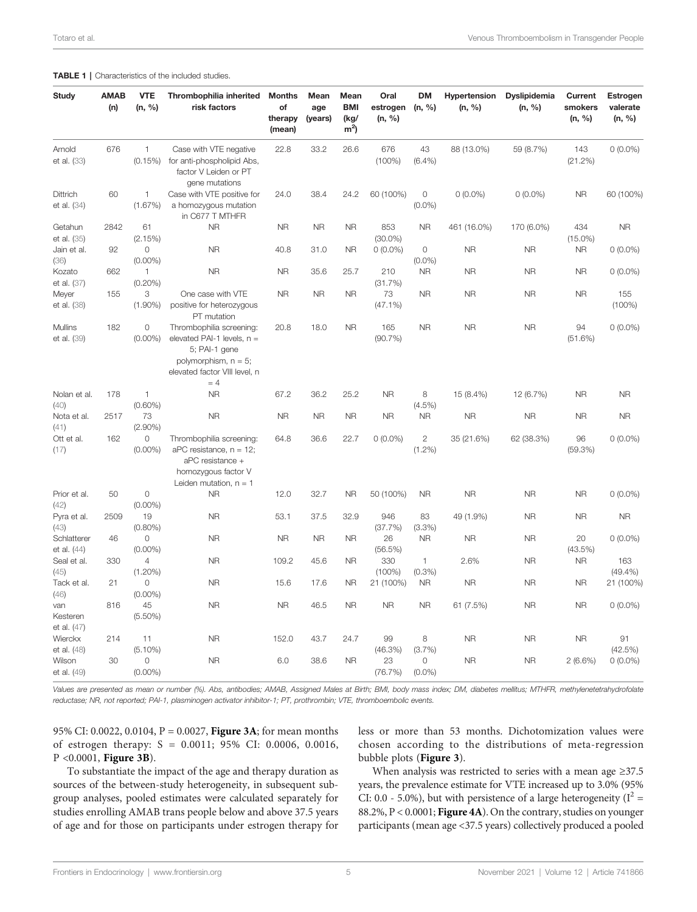**TABLE 1** | Characteristics of the included studies.

| Study | AMAB (n) | VTE (n, %) | Thrombophilia inherited risk factors | Months of therapy (mean) | Mean age (years) | Mean BMI (kg/m$^2$) | Oral estrogen (n, %) | DM (n, %) | Hypertension (n, %) | Dyslipidemia (n, %) | Current smokers (n, %) | Estrogen valerate (n, %) |
|---|---|---|---|---|---|---|---|---|---|---|---|---|
| Arnold et al. (33) | 676 | 1 (0.15%) | Case with VTE negative for anti-phospholipid Abs, factor V Leiden or PT gene mutations | 22.8 | 33.2 | 26.6 | 676 (100%) | 43 (6.4%) | 88 (13.0%) | 59 (8.7%) | 143 (21.2%) | 0 (0.0%) |
| Dittrich et al. (34) | 60 | 1 (1.67%) | Case with VTE positive for a homozygous mutation in C677 T MTHFR | 24.0 | 38.4 | 24.2 | 60 (100%) | 0 (0.0%) | 0 (0.0%) | 0 (0.0%) | NR | 60 (100%) |
| Getahun et al. (35) | 2842 | 61 (2.15%) | NR | NR | NR | NR | 853 (30.0%) | NR | 461 (16.0%) | 170 (6.0%) | 434 (15.0%) | NR |
| Jain et al. (36) | 92 | 0 (0.00%) | NR | 40.8 | 31.0 | NR | 0 (0.0%) | 0 (0.0%) | NR | NR | NR | 0 (0.0%) |
| Kozato et al. (37) | 662 | 1 (0.20%) | NR | NR | 35.6 | 25.7 | 210 (31.7%) | NR | NR | NR | NR | 0 (0.0%) |
| Meyer et al. (38) | 155 | 3 (1.90%) | One case with VTE positive for heterozygous PT mutation | NR | NR | NR | 73 (47.1%) | NR | NR | NR | NR | 155 (100%) |
| Mullins et al. (39) | 182 | 0 (0.00%) | Thrombophilia screening: elevated PAI-1 levels, n = 5; PAI-1 gene polymorphism, n = 5; elevated factor VIII level, n = 4 | 20.8 | 18.0 | NR | 165 (90.7%) | NR | NR | NR | 94 (51.6%) | 0 (0.0%) |
| Nolan et al. (40) | 178 | 1 (0.60%) | NR | 67.2 | 36.2 | 25.2 | NR | 8 (4.5%) | 15 (8.4%) | 12 (6.7%) | NR | NR |
| Nota et al. (41) | 2517 | 73 (2.90%) | NR | NR | NR | NR | NR | NR | NR | NR | NR | NR |
| Ott et al. (17) | 162 | 0 (0.00%) | Thrombophilia screening: aPC resistance, n = 12; aPC resistance + homozygous factor V Leiden mutation, n = 1 | 64.8 | 36.6 | 22.7 | 0 (0.0%) | 2 (1.2%) | 35 (21.6%) | 62 (38.3%) | 96 (59.3%) | 0 (0.0%) |
| Prior et al. (42) | 50 | 0 (0.00%) | NR | 12.0 | 32.7 | NR | 50 (100%) | NR | NR | NR | NR | 0 (0.0%) |
| Pyra et al. (43) | 2509 | 19 (0.80%) | NR | 53.1 | 37.5 | 32.9 | 946 (37.7%) | 83 (3.3%) | 49 (1.9%) | NR | NR | NR |
| Schlatterer et al. (44) | 46 | 0 (0.00%) | NR | NR | NR | NR | 26 (56.5%) | NR | NR | NR | 20 (43.5%) | 0 (0.0%) |
| Seal et al. (45) | 330 | 4 (1.20%) | NR | 109.2 | 45.6 | NR | 330 (100%) | 1 (0.3%) | 2.6% | NR | NR | 163 (49.4%) |
| Tack et al. (46) | 21 | 0 (0.00%) | NR | 15.6 | 17.6 | NR | 21 (100%) | NR | NR | NR | NR | 21 (100%) |
| van Kesteren et al. (47) | 816 | 45 (5.50%) | NR | NR | 46.5 | NR | NR | NR | 61 (7.5%) | NR | NR | 0 (0.0%) |
| Wierckx et al. (48) | 214 | 11 (5.10%) | NR | 152.0 | 43.7 | 24.7 | 99 (46.3%) | 8 (3.7%) | NR | NR | NR | 91 (42.5%) |
| Wilson et al. (49) | 30 | 0 (0.00%) | NR | 6.0 | 38.6 | NR | 23 (76.7%) | 0 (0.0%) | NR | NR | 2 (6.6%) | 0 (0.0%) |

*Values are presented as mean or number (%). Abs, antibodies; AMAB, Assigned Males at Birth; BMI, body mass index; DM, diabetes mellitus; MTHFR, methylenetetrahydrofolate reductase; NR, not reported; PAI-1, plasminogen activator inhibitor-1; PT, prothrombin; VTE, thromboembolic events.*

95% CI: 0.0022, 0.0104, P = 0.0027, **Figure 3A**; for mean months of estrogen therapy: S = 0.0011; 95% CI: 0.0006, 0.0016, P <0.0001, **Figure 3B**).

To substantiate the impact of the age and therapy duration as sources of the between-study heterogeneity, in subsequent subgroup analyses, pooled estimates were calculated separately for studies enrolling AMAB trans people below and above 37.5 years of age and for those on participants under estrogen therapy for less or more than 53 months. Dichotomization values were chosen according to the distributions of meta-regression bubble plots (**Figure 3**).

When analysis was restricted to series with a mean age ≥37.5 years, the prevalence estimate for VTE increased up to 3.0% (95% CI: 0.0 - 5.0%), but with persistence of a large heterogeneity ($I^2$ = 88.2%, P < 0.0001; **Figure 4A**). On the contrary, studies on younger participants (mean age <37.5 years) collectively produced a pooled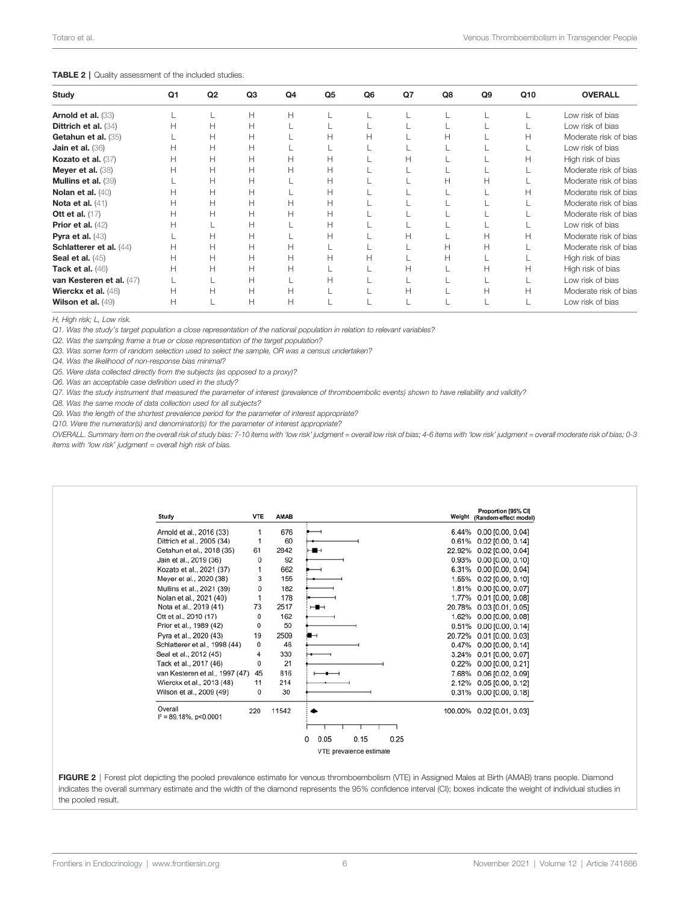**TABLE 2** | Quality assessment of the included studies.

| Study | Q1 | Q2 | Q3 | Q4 | Q5 | Q6 | Q7 | Q8 | Q9 | Q10 | OVERALL |
|---|---|---|---|---|---|---|---|---|---|---|---|
| **Arnold et al.** (33) | L | L | H | H | L | L | L | L | L | L | Low risk of bias |
| **Dittrich et al.** (34) | H | H | H | L | L | L | L | L | L | L | Low risk of bias |
| **Getahun et al.** (35) | L | H | H | L | H | H | L | H | L | H | Moderate risk of bias |
| **Jain et al.** (36) | H | H | H | L | L | L | L | L | L | L | Low risk of bias |
| **Kozato et al.** (37) | H | H | H | H | H | L | H | L | L | H | High risk of bias |
| **Meyer et al.** (38) | H | H | H | H | H | L | L | L | L | L | Moderate risk of bias |
| **Mullins et al.** (39) | L | H | H | L | H | L | L | H | H | L | Moderate risk of bias |
| **Nolan et al.** (40) | H | H | H | L | H | L | L | L | L | H | Moderate risk of bias |
| **Nota et al.** (41) | H | H | H | H | H | L | L | L | L | L | Moderate risk of bias |
| **Ott et al.** (17) | H | H | H | H | H | L | L | L | L | L | Moderate risk of bias |
| **Prior et al.** (42) | H | L | H | L | H | L | L | L | L | L | Low risk of bias |
| **Pyra et al.** (43) | L | H | H | L | H | L | H | L | H | H | Moderate risk of bias |
| **Schlatterer et al.** (44) | H | H | H | H | L | L | L | H | H | L | Moderate risk of bias |
| **Seal et al.** (45) | H | H | H | H | H | H | L | H | L | L | High risk of bias |
| **Tack et al.** (46) | H | H | H | H | L | L | H | L | H | H | High risk of bias |
| **van Kesteren et al.** (47) | L | L | H | L | H | L | L | L | L | L | Low risk of bias |
| **Wierckx et al.** (48) | H | H | H | H | L | L | H | L | H | H | Moderate risk of bias |
| **Wilson et al.** (49) | H | L | H | H | L | L | L | L | L | L | Low risk of bias |

*H, High risk; L, Low risk.*

*Q1. Was the study's target population a close representation of the national population in relation to relevant variables?*

*Q2. Was the sampling frame a true or close representation of the target population?*

*Q3. Was some form of random selection used to select the sample, OR was a census undertaken?*

*Q4. Was the likelihood of non-response bias minimal?*

*Q5. Were data collected directly from the subjects (as opposed to a proxy)?*

*Q6. Was an acceptable case definition used in the study?*

*Q7. Was the study instrument that measured the parameter of interest (prevalence of thromboembolic events) shown to have reliability and validity?*

*Q8. Was the same mode of data collection used for all subjects?*

*Q9. Was the length of the shortest prevalence period for the parameter of interest appropriate?*

*Q10. Were the numerator(s) and denominator(s) for the parameter of interest appropriate?*

*OVERALL. Summary item on the overall risk of study bias: 7-10 items with 'low risk' judgment = overall low risk of bias; 4-6 items with 'low risk' judgment = overall moderate risk of bias; 0-3 items with 'low risk' judgment = overall high risk of bias.*

| Study | VTE | AMAB | Weight | Proportion [95% CI] (Random-effect model) |
|---|---|---|---|---|
| Arnold et al., 2016 (33) | 1 | 676 | 6.44% | 0.00 [0.00, 0.04] |
| Dittrich et al., 2005 (34) | 1 | 60 | 0.61% | 0.02 [0.00, 0.14] |
| Getahun et al., 2018 (35) | 61 | 2842 | 22.92% | 0.02 [0.00, 0.04] |
| Jain et al., 2019 (36) | 0 | 92 | 0.93% | 0.00 [0.00, 0.10] |
| Kozato et al., 2021 (37) | 1 | 662 | 6.31% | 0.00 [0.00, 0.04] |
| Meyer et al., 2020 (38) | 3 | 155 | 1.55% | 0.02 [0.00, 0.10] |
| Mullins et al., 2021 (39) | 0 | 182 | 1.81% | 0.00 [0.00, 0.07] |
| Nolan et al., 2021 (40) | 1 | 178 | 1.77% | 0.01 [0.00, 0.08] |
| Nota et al., 2019 (41) | 73 | 2517 | 20.78% | 0.03 [0.01, 0.05] |
| Ott et al., 2010 (17) | 0 | 162 | 1.62% | 0.00 [0.00, 0.08] |
| Prior et al., 1989 (42) | 0 | 50 | 0.51% | 0.00 [0.00, 0.14] |
| Pyra et al., 2020 (43) | 19 | 2509 | 20.72% | 0.01 [0.00, 0.03] |
| Schlatterer et al., 1998 (44) | 0 | 46 | 0.47% | 0.00 [0.00, 0.14] |
| Seal et al., 2012 (45) | 4 | 330 | 3.24% | 0.01 [0.00, 0.07] |
| Tack et al., 2017 (46) | 0 | 21 | 0.22% | 0.00 [0.00, 0.21] |
| van Kesteren et al., 1997 (47) | 45 | 816 | 7.68% | 0.06 [0.02, 0.09] |
| Wierckx et al., 2013 (48) | 11 | 214 | 2.12% | 0.05 [0.00, 0.12] |
| Wilson et al., 2009 (49) | 0 | 30 | 0.31% | 0.00 [0.00, 0.18] |
| Overall $I^2 = 89.18\%$, $p<0.0001$ | 220 | 11542 | 100.00% | 0.02 [0.01, 0.03] |

VTE prevalence estimate

**FIGURE 2** | Forest plot depicting the pooled prevalence estimate for venous thromboembolism (VTE) in Assigned Males at Birth (AMAB) trans people. Diamond indicates the overall summary estimate and the width of the diamond represents the 95% confidence interval (CI); boxes indicate the weight of individual studies in the pooled result.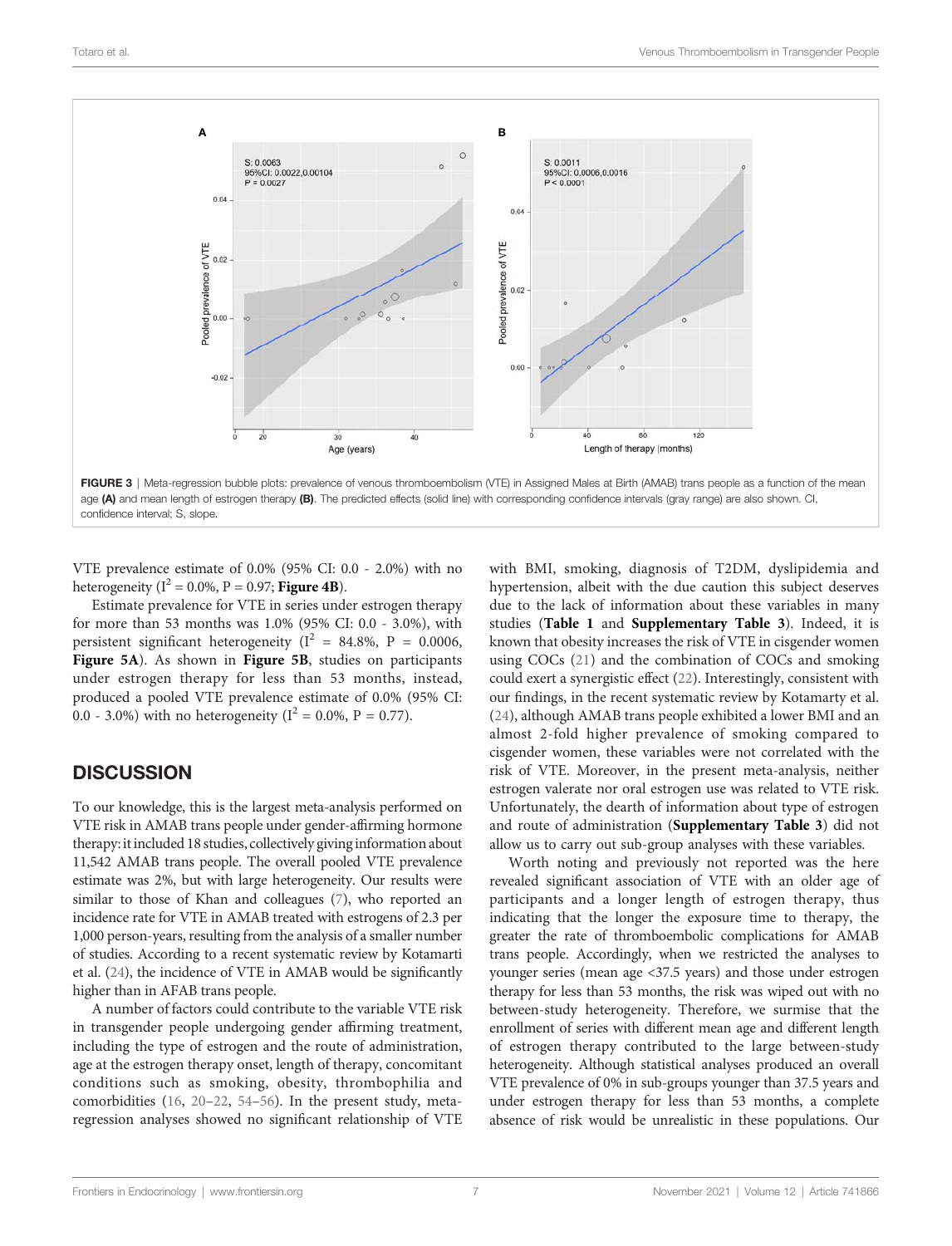FIGURE 3 | Meta-regression bubble plots: prevalence of venous thromboembolism (VTE) in Assigned Males at Birth (AMAB) trans people as a function of the mean age **(A)** and mean length of estrogen therapy **(B)**. The predicted effects (solid line) with corresponding confidence intervals (gray range) are also shown. CI, confidence interval; S, slope.

VTE prevalence estimate of 0.0% (95% CI: 0.0 - 2.0%) with no heterogeneity ($I^2$ = 0.0%, P = 0.97; **Figure 4B**).

Estimate prevalence for VTE in series under estrogen therapy for more than 53 months was 1.0% (95% CI: 0.0 - 3.0%), with persistent significant heterogeneity ($I^2$ = 84.8%, P = 0.0006, **Figure 5A**). As shown in **Figure 5B**, studies on participants under estrogen therapy for less than 53 months, instead, produced a pooled VTE prevalence estimate of 0.0% (95% CI: 0.0 - 3.0%) with no heterogeneity ($I^2$ = 0.0%, P = 0.77).

## DISCUSSION

To our knowledge, this is the largest meta-analysis performed on VTE risk in AMAB trans people under gender-affirming hormone therapy: it included 18 studies, collectively giving information about 11,542 AMAB trans people. The overall pooled VTE prevalence estimate was 2%, but with large heterogeneity. Our results were similar to those of Khan and colleagues (7), who reported an incidence rate for VTE in AMAB treated with estrogens of 2.3 per 1,000 person-years, resulting from the analysis of a smaller number of studies. According to a recent systematic review by Kotamarti et al. (24), the incidence of VTE in AMAB would be significantly higher than in AFAB trans people.

A number of factors could contribute to the variable VTE risk in transgender people undergoing gender affirming treatment, including the type of estrogen and the route of administration, age at the estrogen therapy onset, length of therapy, concomitant conditions such as smoking, obesity, thrombophilia and comorbidities (16, 20–22, 54–56). In the present study, meta-regression analyses showed no significant relationship of VTE with BMI, smoking, diagnosis of T2DM, dyslipidemia and hypertension, albeit with the due caution this subject deserves due to the lack of information about these variables in many studies (**Table 1** and **Supplementary Table 3**). Indeed, it is known that obesity increases the risk of VTE in cisgender women using COCs (21) and the combination of COCs and smoking could exert a synergistic effect (22). Interestingly, consistent with our findings, in the recent systematic review by Kotamarty et al. (24), although AMAB trans people exhibited a lower BMI and an almost 2-fold higher prevalence of smoking compared to cisgender women, these variables were not correlated with the risk of VTE. Moreover, in the present meta-analysis, neither estrogen valerate nor oral estrogen use was related to VTE risk. Unfortunately, the dearth of information about type of estrogen and route of administration (**Supplementary Table 3**) did not allow us to carry out sub-group analyses with these variables.

Worth noting and previously not reported was the here revealed significant association of VTE with an older age of participants and a longer length of estrogen therapy, thus indicating that the longer the exposure time to therapy, the greater the rate of thromboembolic complications for AMAB trans people. Accordingly, when we restricted the analyses to younger series (mean age <37.5 years) and those under estrogen therapy for less than 53 months, the risk was wiped out with no between-study heterogeneity. Therefore, we surmise that the enrollment of series with different mean age and different length of estrogen therapy contributed to the large between-study heterogeneity. Although statistical analyses produced an overall VTE prevalence of 0% in sub-groups younger than 37.5 years and under estrogen therapy for less than 53 months, a complete absence of risk would be unrealistic in these populations. Our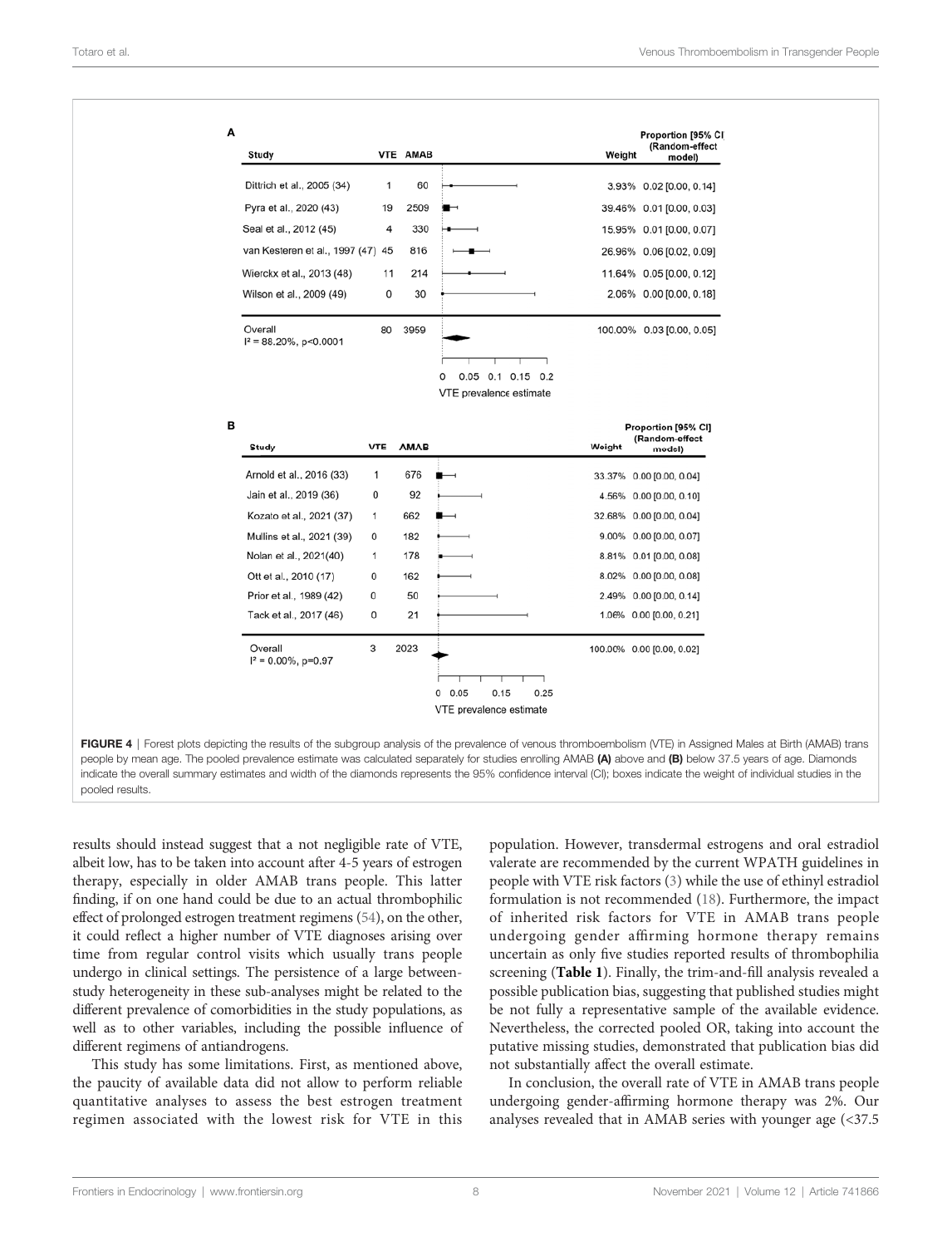| Study | VTE | AMAB | Weight | Proportion [95% CI] (Random-effect model) |
|---|---|---|---|---|
| Dittrich et al., 2005 (34) | 1 | 60 | 3.93% | 0.02 [0.00, 0.14] |
| Pyra et al., 2020 (43) | 19 | 2509 | 39.46% | 0.01 [0.00, 0.03] |
| Seal et al., 2012 (45) | 4 | 330 | 15.95% | 0.01 [0.00, 0.07] |
| van Kesteren et al., 1997 (47) | 45 | 816 | 26.96% | 0.06 [0.02, 0.09] |
| Wierckx et al., 2013 (48) | 11 | 214 | 11.64% | 0.05 [0.00, 0.12] |
| Wilson et al., 2009 (49) | 0 | 30 | 2.06% | 0.00 [0.00, 0.18] |
| Overall $I^2 = 88.20\%$, $p<0.0001$ | 80 | 3959 | 100.00% | 0.03 [0.00, 0.05] |

| Study | VTE | AMAB | Weight | Proportion [95% CI] (Random-effect model) |
|---|---|---|---|---|
| Arnold et al., 2016 (33) | 1 | 676 | 33.37% | 0.00 [0.00, 0.04] |
| Jain et al., 2019 (36) | 0 | 92 | 4.56% | 0.00 [0.00, 0.10] |
| Kozato et al., 2021 (37) | 1 | 662 | 32.68% | 0.00 [0.00, 0.04] |
| Mullins et al., 2021 (39) | 0 | 182 | 9.00% | 0.00 [0.00, 0.07] |
| Nolan et al., 2021(40) | 1 | 178 | 8.81% | 0.01 [0.00, 0.08] |
| Ott et al., 2010 (17) | 0 | 162 | 8.02% | 0.00 [0.00, 0.08] |
| Prior et al., 1989 (42) | 0 | 50 | 2.49% | 0.00 [0.00, 0.14] |
| Tack et al., 2017 (46) | 0 | 21 | 1.06% | 0.00 [0.00, 0.21] |
| Overall $I^2 = 0.00\%$, $p=0.97$ | 3 | 2023 | 100.00% | 0.00 [0.00, 0.02] |

**FIGURE 4** | Forest plots depicting the results of the subgroup analysis of the prevalence of venous thromboembolism (VTE) in Assigned Males at Birth (AMAB) trans people by mean age. The pooled prevalence estimate was calculated separately for studies enrolling AMAB **(A)** above and **(B)** below 37.5 years of age. Diamonds indicate the overall summary estimates and width of the diamonds represents the 95% confidence interval (CI); boxes indicate the weight of individual studies in the pooled results.

results should instead suggest that a not negligible rate of VTE, albeit low, has to be taken into account after 4-5 years of estrogen therapy, especially in older AMAB trans people. This latter finding, if on one hand could be due to an actual thrombophilic effect of prolonged estrogen treatment regimens (54), on the other, it could reflect a higher number of VTE diagnoses arising over time from regular control visits which usually trans people undergo in clinical settings. The persistence of a large between-study heterogeneity in these sub-analyses might be related to the different prevalence of comorbidities in the study populations, as well as to other variables, including the possible influence of different regimens of antiandrogens.

This study has some limitations. First, as mentioned above, the paucity of available data did not allow to perform reliable quantitative analyses to assess the best estrogen treatment regimen associated with the lowest risk for VTE in this population. However, transdermal estrogens and oral estradiol valerate are recommended by the current WPATH guidelines in people with VTE risk factors (3) while the use of ethinyl estradiol formulation is not recommended (18). Furthermore, the impact of inherited risk factors for VTE in AMAB trans people undergoing gender affirming hormone therapy remains uncertain as only five studies reported results of thrombophilia screening (**Table 1**). Finally, the trim-and-fill analysis revealed a possible publication bias, suggesting that published studies might be not fully a representative sample of the available evidence. Nevertheless, the corrected pooled OR, taking into account the putative missing studies, demonstrated that publication bias did not substantially affect the overall estimate.

In conclusion, the overall rate of VTE in AMAB trans people undergoing gender-affirming hormone therapy was 2%. Our analyses revealed that in AMAB series with younger age (<37.5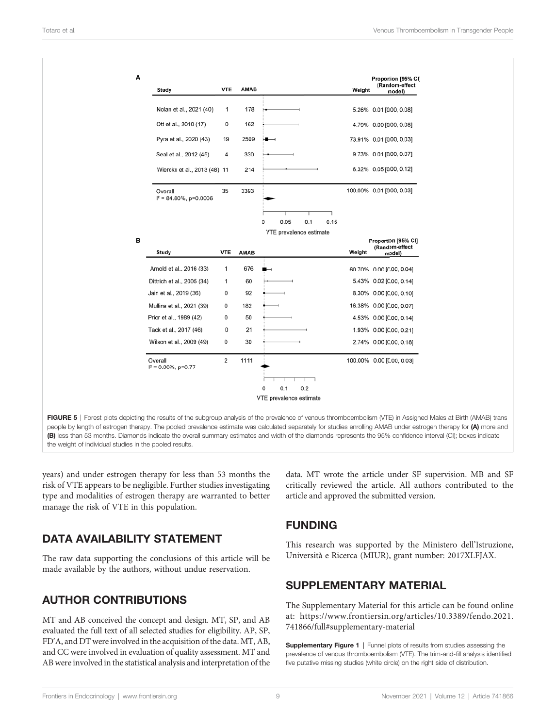| Study | VTE | AMAB | Weight | Proportion [95% CI] (Random-effect model) |
|---|---|---|---|---|
| Nolan et al., 2021 (40) | 1 | 178 | 5.26% | 0.01 [0.00, 0.08] |
| Ott et al., 2010 (17) | 0 | 162 | 4.79% | 0.00 [0.00, 0.08] |
| Pyra et al., 2020 (43) | 19 | 2509 | 73.91% | 0.01 [0.00, 0.03] |
| Seal et al., 2012 (45) | 4 | 330 | 9.73% | 0.01 [0.00, 0.07] |
| Wierckx et al., 2013 (48) | 11 | 214 | 6.32% | 0.05 [0.00, 0.12] |
| Overall $I^2$ = 84.80%, p=0.0006 | 35 | 3393 | 100.00% | 0.01 [0.00, 0.03] |

| Study | VTE | AMAB | Weight | Proportion [95% CI] (Random-effect model) |
|---|---|---|---|---|
| Arnold et al., 2016 (33) | 1 | 676 | 60.70% | 0.00 [0.00, 0.04] |
| Dittrich et al., 2005 (34) | 1 | 60 | 5.43% | 0.02 [0.00, 0.14] |
| Jain et al., 2019 (36) | 0 | 92 | 8.30% | 0.00 [0.00, 0.10] |
| Mullins et al., 2021 (39) | 0 | 182 | 16.38% | 0.00 [0.00, 0.07] |
| Prior et al., 1989 (42) | 0 | 50 | 4.53% | 0.00 [0.00, 0.14] |
| Tack et al., 2017 (46) | 0 | 21 | 1.93% | 0.00 [0.00, 0.21] |
| Wilson et al., 2009 (49) | 0 | 30 | 2.74% | 0.00 [0.00, 0.18] |
| Overall $I^2$ = 0.00%, p=0.77 | 2 | 1111 | 100.00% | 0.00 [0.00, 0.03] |

**FIGURE 5** | Forest plots depicting the results of the subgroup analysis of the prevalence of venous thromboembolism (VTE) in Assigned Males at Birth (AMAB) trans people by length of estrogen therapy. The pooled prevalence estimate was calculated separately for studies enrolling AMAB under estrogen therapy for **(A)** more and **(B)** less than 53 months. Diamonds indicate the overall summary estimates and width of the diamonds represents the 95% confidence interval (CI); boxes indicate the weight of individual studies in the pooled results.

years) and under estrogen therapy for less than 53 months the risk of VTE appears to be negligible. Further studies investigating type and modalities of estrogen therapy are warranted to better manage the risk of VTE in this population.

## DATA AVAILABILITY STATEMENT

The raw data supporting the conclusions of this article will be made available by the authors, without undue reservation.

## AUTHOR CONTRIBUTIONS

MT and AB conceived the concept and design. MT, SP, and AB evaluated the full text of all selected studies for eligibility. AP, SP, FD'A, and DT were involved in the acquisition of the data. MT, AB, and CC were involved in evaluation of quality assessment. MT and AB were involved in the statistical analysis and interpretation of the data. MT wrote the article under SF supervision. MB and SF critically reviewed the article. All authors contributed to the article and approved the submitted version.

## FUNDING

This research was supported by the Ministero dell'Istruzione, Università e Ricerca (MIUR), grant number: 2017XLFJAX.

## SUPPLEMENTARY MATERIAL

The Supplementary Material for this article can be found online at: https://www.frontiersin.org/articles/10.3389/fendo.2021.741866/full#supplementary-material

**Supplementary Figure 1** | Funnel plots of results from studies assessing the prevalence of venous thromboembolism (VTE). The trim-and-fill analysis identified five putative missing studies (white circle) on the right side of distribution.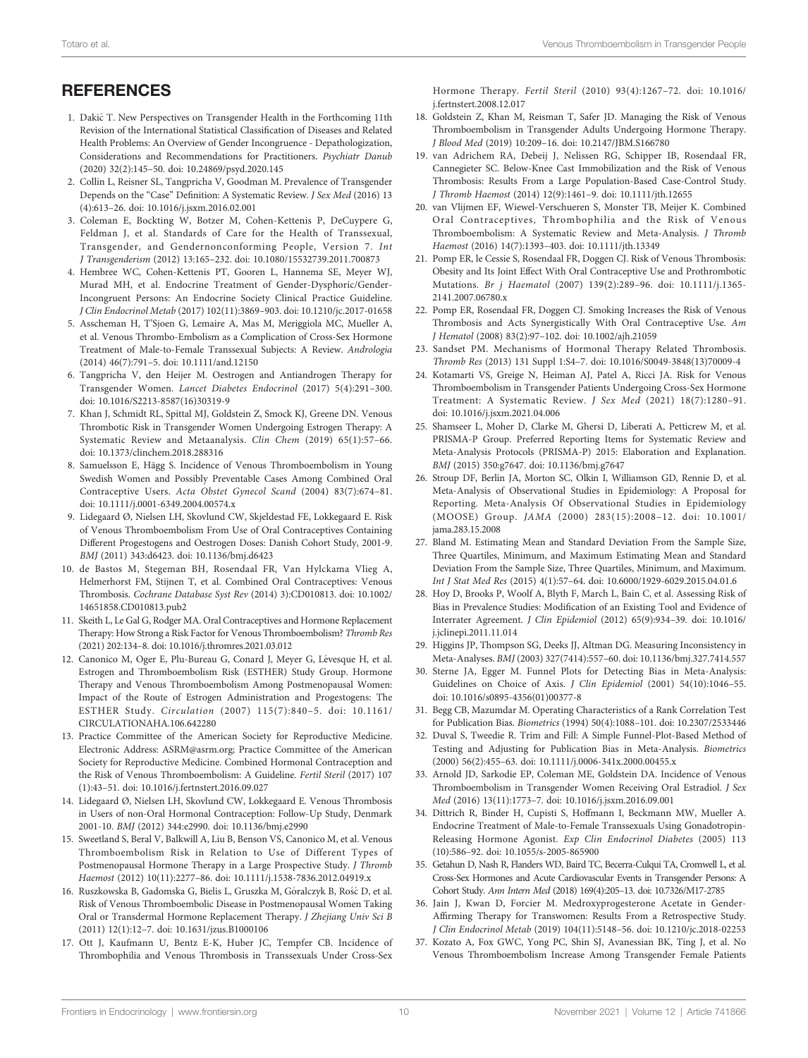## REFERENCES

1. Dakić T. New Perspectives on Transgender Health in the Forthcoming 11th Revision of the International Statistical Classification of Diseases and Related Health Problems: An Overview of Gender Incongruence - Depathologization, Considerations and Recommendations for Practitioners. *Psychiatr Danub* (2020) 32(2):145–50. doi: 10.24869/psyd.2020.145
2. Collin L, Reisner SL, Tangpricha V, Goodman M. Prevalence of Transgender Depends on the "Case" Definition: A Systematic Review. *J Sex Med* (2016) 13 (4):613–26. doi: 10.1016/j.jsxm.2016.02.001
3. Coleman E, Bockting W, Botzer M, Cohen-Kettenis P, DeCuypere G, Feldman J, et al. Standards of Care for the Health of Transsexual, Transgender, and Gendernonconforming People, Version 7. *Int J Transgenderism* (2012) 13:165–232. doi: 10.1080/15532739.2011.700873
4. Hembree WC, Cohen-Kettenis PT, Gooren L, Hannema SE, Meyer WJ, Murad MH, et al. Endocrine Treatment of Gender-Dysphoric/Gender-Incongruent Persons: An Endocrine Society Clinical Practice Guideline. *J Clin Endocrinol Metab* (2017) 102(11):3869–903. doi: 10.1210/jc.2017-01658
5. Asscheman H, T'Sjoen G, Lemaire A, Mas M, Meriggiola MC, Mueller A, et al. Venous Thrombo-Embolism as a Complication of Cross-Sex Hormone Treatment of Male-to-Female Transsexual Subjects: A Review. *Andrologia* (2014) 46(7):791–5. doi: 10.1111/and.12150
6. Tangpricha V, den Heijer M. Oestrogen and Antiandrogen Therapy for Transgender Women. *Lancet Diabetes Endocrinol* (2017) 5(4):291–300. doi: 10.1016/S2213-8587(16)30319-9
7. Khan J, Schmidt RL, Spittal MJ, Goldstein Z, Smock KJ, Greene DN. Venous Thrombotic Risk in Transgender Women Undergoing Estrogen Therapy: A Systematic Review and Metaanalysis. *Clin Chem* (2019) 65(1):57–66. doi: 10.1373/clinchem.2018.288316
8. Samuelsson E, Hägg S. Incidence of Venous Thromboembolism in Young Swedish Women and Possibly Preventable Cases Among Combined Oral Contraceptive Users. *Acta Obstet Gynecol Scand* (2004) 83(7):674–81. doi: 10.1111/j.0001-6349.2004.00574.x
9. Lidegaard Ø, Nielsen LH, Skovlund CW, Skjeldestad FE, Lokkegaard E. Risk of Venous Thromboembolism From Use of Oral Contraceptives Containing Different Progestogens and Oestrogen Doses: Danish Cohort Study, 2001-9. *BMJ* (2011) 343:d6423. doi: 10.1136/bmj.d6423
10. de Bastos M, Stegeman BH, Rosendaal FR, Van Hylckama Vlieg A, Helmerhorst FM, Stijnen T, et al. Combined Oral Contraceptives: Venous Thrombosis. *Cochrane Database Syst Rev* (2014) 3):CD010813. doi: 10.1002/14651858.CD010813.pub2
11. Skeith L, Le Gal G, Rodger MA. Oral Contraceptives and Hormone Replacement Therapy: How Strong a Risk Factor for Venous Thromboembolism? *Thromb Res* (2021) 202:134–8. doi: 10.1016/j.thromres.2021.03.012
12. Canonico M, Oger E, Plu-Bureau G, Conard J, Meyer G, Lévesque H, et al. Estrogen and Thromboembolism Risk (ESTHER) Study Group. Hormone Therapy and Venous Thromboembolism Among Postmenopausal Women: Impact of the Route of Estrogen Administration and Progestogens: The ESTHER Study. *Circulation* (2007) 115(7):840–5. doi: 10.1161/CIRCULATIONAHA.106.642280
13. Practice Committee of the American Society for Reproductive Medicine. Electronic Address: ASRM@asrm.org; Practice Committee of the American Society for Reproductive Medicine. Combined Hormonal Contraception and the Risk of Venous Thromboembolism: A Guideline. *Fertil Steril* (2017) 107 (1):43–51. doi: 10.1016/j.fertnstert.2016.09.027
14. Lidegaard Ø, Nielsen LH, Skovlund CW, Lokkegaard E. Venous Thrombosis in Users of non-Oral Hormonal Contraception: Follow-Up Study, Denmark 2001-10. *BMJ* (2012) 344:e2990. doi: 10.1136/bmj.e2990
15. Sweetland S, Beral V, Balkwill A, Liu B, Benson VS, Canonico M, et al. Venous Thromboembolism Risk in Relation to Use of Different Types of Postmenopausal Hormone Therapy in a Large Prospective Study. *J Thromb Haemost* (2012) 10(11):2277–86. doi: 10.1111/j.1538-7836.2012.04919.x
16. Ruszkowska B, Gadomska G, Bielis L, Gruszka M, Góralczyk B, Rość D, et al. Risk of Venous Thromboembolic Disease in Postmenopausal Women Taking Oral or Transdermal Hormone Replacement Therapy. *J Zhejiang Univ Sci B* (2011) 12(1):12–7. doi: 10.1631/jzus.B1000106
17. Ott J, Kaufmann U, Bentz E-K, Huber JC, Tempfer CB. Incidence of Thrombophilia and Venous Thrombosis in Transsexuals Under Cross-Sex Hormone Therapy. *Fertil Steril* (2010) 93(4):1267–72. doi: 10.1016/j.fertnstert.2008.12.017
18. Goldstein Z, Khan M, Reisman T, Safer JD. Managing the Risk of Venous Thromboembolism in Transgender Adults Undergoing Hormone Therapy. *J Blood Med* (2019) 10:209–16. doi: 10.2147/JBM.S166780
19. van Adrichem RA, Debeij J, Nelissen RG, Schipper IB, Rosendaal FR, Cannegieter SC. Below-Knee Cast Immobilization and the Risk of Venous Thrombosis: Results From a Large Population-Based Case-Control Study. *J Thromb Haemost* (2014) 12(9):1461–9. doi: 10.1111/jth.12655
20. van Vlijmen EF, Wiewel-Verschueren S, Monster TB, Meijer K. Combined Oral Contraceptives, Thrombophilia and the Risk of Venous Thromboembolism: A Systematic Review and Meta-Analysis. *J Thromb Haemost* (2016) 14(7):1393–403. doi: 10.1111/jth.13349
21. Pomp ER, le Cessie S, Rosendaal FR, Doggen CJ. Risk of Venous Thrombosis: Obesity and Its Joint Effect With Oral Contraceptive Use and Prothrombotic Mutations. *Br j Haematol* (2007) 139(2):289–96. doi: 10.1111/j.1365-2141.2007.06780.x
22. Pomp ER, Rosendaal FR, Doggen CJ. Smoking Increases the Risk of Venous Thrombosis and Acts Synergistically With Oral Contraceptive Use. *Am J Hematol* (2008) 83(2):97–102. doi: 10.1002/ajh.21059
23. Sandset PM. Mechanisms of Hormonal Therapy Related Thrombosis. *Thromb Res* (2013) 131 Suppl 1:S4–7. doi: 10.1016/S0049-3848(13)70009-4
24. Kotamarti VS, Greige N, Heiman AJ, Patel A, Ricci JA. Risk for Venous Thromboembolism in Transgender Patients Undergoing Cross-Sex Hormone Treatment: A Systematic Review. *J Sex Med* (2021) 18(7):1280–91. doi: 10.1016/j.jsxm.2021.04.006
25. Shamseer L, Moher D, Clarke M, Ghersi D, Liberati A, Petticrew M, et al. PRISMA-P Group. Preferred Reporting Items for Systematic Review and Meta-Analysis Protocols (PRISMA-P) 2015: Elaboration and Explanation. *BMJ* (2015) 350:g7647. doi: 10.1136/bmj.g7647
26. Stroup DF, Berlin JA, Morton SC, Olkin I, Williamson GD, Rennie D, et al. Meta-Analysis of Observational Studies in Epidemiology: A Proposal for Reporting. Meta-Analysis Of Observational Studies in Epidemiology (MOOSE) Group. *JAMA* (2000) 283(15):2008–12. doi: 10.1001/jama.283.15.2008
27. Bland M. Estimating Mean and Standard Deviation From the Sample Size, Three Quartiles, Minimum, and Maximum Estimating Mean and Standard Deviation From the Sample Size, Three Quartiles, Minimum, and Maximum. *Int J Stat Med Res* (2015) 4(1):57–64. doi: 10.6000/1929-6029.2015.04.01.6
28. Hoy D, Brooks P, Woolf A, Blyth F, March L, Bain C, et al. Assessing Risk of Bias in Prevalence Studies: Modification of an Existing Tool and Evidence of Interrater Agreement. *J Clin Epidemiol* (2012) 65(9):934–39. doi: 10.1016/j.jclinepi.2011.11.014
29. Higgins JP, Thompson SG, Deeks JJ, Altman DG. Measuring Inconsistency in Meta-Analyses. *BMJ* (2003) 327(7414):557–60. doi: 10.1136/bmj.327.7414.557
30. Sterne JA, Egger M. Funnel Plots for Detecting Bias in Meta-Analysis: Guidelines on Choice of Axis. *J Clin Epidemiol* (2001) 54(10):1046–55. doi: 10.1016/s0895-4356(01)00377-8
31. Begg CB, Mazumdar M. Operating Characteristics of a Rank Correlation Test for Publication Bias. *Biometrics* (1994) 50(4):1088–101. doi: 10.2307/2533446
32. Duval S, Tweedie R. Trim and Fill: A Simple Funnel-Plot-Based Method of Testing and Adjusting for Publication Bias in Meta-Analysis. *Biometrics* (2000) 56(2):455–63. doi: 10.1111/j.0006-341x.2000.00455.x
33. Arnold JD, Sarkodie EP, Coleman ME, Goldstein DA. Incidence of Venous Thromboembolism in Transgender Women Receiving Oral Estradiol. *J Sex Med* (2016) 13(11):1773–7. doi: 10.1016/j.jsxm.2016.09.001
34. Dittrich R, Binder H, Cupisti S, Hoffmann I, Beckmann MW, Mueller A. Endocrine Treatment of Male-to-Female Transsexuals Using Gonadotropin-Releasing Hormone Agonist. *Exp Clin Endocrinol Diabetes* (2005) 113 (10):586–92. doi: 10.1055/s-2005-865900
35. Getahun D, Nash R, Flanders WD, Baird TC, Becerra-Culqui TA, Cromwell L, et al. Cross-Sex Hormones and Acute Cardiovascular Events in Transgender Persons: A Cohort Study. *Ann Intern Med* (2018) 169(4):205–13. doi: 10.7326/M17-2785
36. Jain J, Kwan D, Forcier M. Medroxyprogesterone Acetate in Gender-Affirming Therapy for Transwomen: Results From a Retrospective Study. *J Clin Endocrinol Metab* (2019) 104(11):5148–56. doi: 10.1210/jc.2018-02253
37. Kozato A, Fox GWC, Yong PC, Shin SJ, Avanessian BK, Ting J, et al. No Venous Thromboembolism Increase Among Transgender Female Patients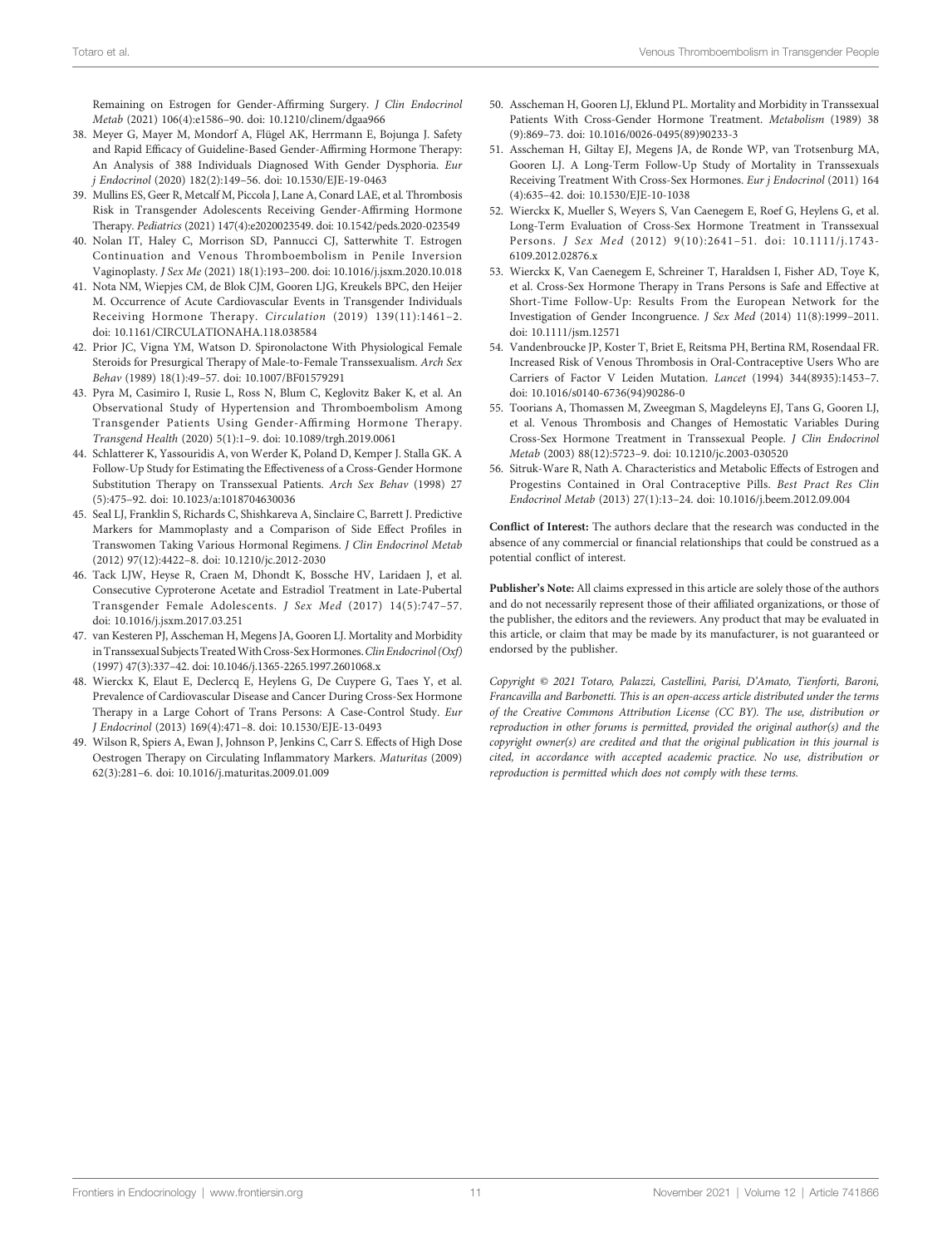Remaining on Estrogen for Gender-Affirming Surgery. *J Clin Endocrinol Metab* (2021) 106(4):e1586–90. doi: 10.1210/clinem/dgaa966

38. Meyer G, Mayer M, Mondorf A, Flügel AK, Herrmann E, Bojunga J. Safety and Rapid Efficacy of Guideline-Based Gender-Affirming Hormone Therapy: An Analysis of 388 Individuals Diagnosed With Gender Dysphoria. *Eur j Endocrinol* (2020) 182(2):149–56. doi: 10.1530/EJE-19-0463
39. Mullins ES, Geer R, Metcalf M, Piccola J, Lane A, Conard LAE, et al. Thrombosis Risk in Transgender Adolescents Receiving Gender-Affirming Hormone Therapy. *Pediatrics* (2021) 147(4):e2020023549. doi: 10.1542/peds.2020-023549
40. Nolan IT, Haley C, Morrison SD, Pannucci CJ, Satterwhite T. Estrogen Continuation and Venous Thromboembolism in Penile Inversion Vaginoplasty. *J Sex Me* (2021) 18(1):193–200. doi: 10.1016/j.jsxm.2020.10.018
41. Nota NM, Wiepjes CM, de Blok CJM, Gooren LJG, Kreukels BPC, den Heijer M. Occurrence of Acute Cardiovascular Events in Transgender Individuals Receiving Hormone Therapy. *Circulation* (2019) 139(11):1461–2. doi: 10.1161/CIRCULATIONAHA.118.038584
42. Prior JC, Vigna YM, Watson D. Spironolactone With Physiological Female Steroids for Presurgical Therapy of Male-to-Female Transsexualism. *Arch Sex Behav* (1989) 18(1):49–57. doi: 10.1007/BF01579291
43. Pyra M, Casimiro I, Rusie L, Ross N, Blum C, Keglovitz Baker K, et al. An Observational Study of Hypertension and Thromboembolism Among Transgender Patients Using Gender-Affirming Hormone Therapy. *Transgend Health* (2020) 5(1):1–9. doi: 10.1089/trgh.2019.0061
44. Schlatterer K, Yassouridis A, von Werder K, Poland D, Kemper J. Stalla GK. A Follow-Up Study for Estimating the Effectiveness of a Cross-Gender Hormone Substitution Therapy on Transsexual Patients. *Arch Sex Behav* (1998) 27 (5):475–92. doi: 10.1023/a:1018704630036
45. Seal LJ, Franklin S, Richards C, Shishkareva A, Sinclaire C, Barrett J. Predictive Markers for Mammoplasty and a Comparison of Side Effect Profiles in Transwomen Taking Various Hormonal Regimens. *J Clin Endocrinol Metab* (2012) 97(12):4422–8. doi: 10.1210/jc.2012-2030
46. Tack LJW, Heyse R, Craen M, Dhondt K, Bossche HV, Laridaen J, et al. Consecutive Cyproterone Acetate and Estradiol Treatment in Late-Pubertal Transgender Female Adolescents. *J Sex Med* (2017) 14(5):747–57. doi: 10.1016/j.jsxm.2017.03.251
47. van Kesteren PJ, Asscheman H, Megens JA, Gooren LJ. Mortality and Morbidity in Transsexual Subjects Treated With Cross-Sex Hormones. *Clin Endocrinol (Oxf)* (1997) 47(3):337–42. doi: 10.1046/j.1365-2265.1997.2601068.x
48. Wierckx K, Elaut E, Declercq E, Heylens G, De Cuypere G, Taes Y, et al. Prevalence of Cardiovascular Disease and Cancer During Cross-Sex Hormone Therapy in a Large Cohort of Trans Persons: A Case-Control Study. *Eur J Endocrinol* (2013) 169(4):471–8. doi: 10.1530/EJE-13-0493
49. Wilson R, Spiers A, Ewan J, Johnson P, Jenkins C, Carr S. Effects of High Dose Oestrogen Therapy on Circulating Inflammatory Markers. *Maturitas* (2009) 62(3):281–6. doi: 10.1016/j.maturitas.2009.01.009
50. Asscheman H, Gooren LJ, Eklund PL. Mortality and Morbidity in Transsexual Patients With Cross-Gender Hormone Treatment. *Metabolism* (1989) 38 (9):869–73. doi: 10.1016/0026-0495(89)90233-3
51. Asscheman H, Giltay EJ, Megens JA, de Ronde WP, van Trotsenburg MA, Gooren LJ. A Long-Term Follow-Up Study of Mortality in Transsexuals Receiving Treatment With Cross-Sex Hormones. *Eur j Endocrinol* (2011) 164 (4):635–42. doi: 10.1530/EJE-10-1038
52. Wierckx K, Mueller S, Weyers S, Van Caenegem E, Roef G, Heylens G, et al. Long-Term Evaluation of Cross-Sex Hormone Treatment in Transsexual Persons. *J Sex Med* (2012) 9(10):2641–51. doi: 10.1111/j.1743-6109.2012.02876.x
53. Wierckx K, Van Caenegem E, Schreiner T, Haraldsen I, Fisher AD, Toye K, et al. Cross-Sex Hormone Therapy in Trans Persons is Safe and Effective at Short-Time Follow-Up: Results From the European Network for the Investigation of Gender Incongruence. *J Sex Med* (2014) 11(8):1999–2011. doi: 10.1111/jsm.12571
54. Vandenbroucke JP, Koster T, Briet E, Reitsma PH, Bertina RM, Rosendaal FR. Increased Risk of Venous Thrombosis in Oral-Contraceptive Users Who are Carriers of Factor V Leiden Mutation. *Lancet* (1994) 344(8935):1453–7. doi: 10.1016/s0140-6736(94)90286-0
55. Toorians A, Thomassen M, Zweegman S, Magdeleyns EJ, Tans G, Gooren LJ, et al. Venous Thrombosis and Changes of Hemostatic Variables During Cross-Sex Hormone Treatment in Transsexual People. *J Clin Endocrinol Metab* (2003) 88(12):5723–9. doi: 10.1210/jc.2003-030520
56. Sitruk-Ware R, Nath A. Characteristics and Metabolic Effects of Estrogen and Progestins Contained in Oral Contraceptive Pills. *Best Pract Res Clin Endocrinol Metab* (2013) 27(1):13–24. doi: 10.1016/j.beem.2012.09.004

**Conflict of Interest:** The authors declare that the research was conducted in the absence of any commercial or financial relationships that could be construed as a potential conflict of interest.

**Publisher's Note:** All claims expressed in this article are solely those of the authors and do not necessarily represent those of their affiliated organizations, or those of the publisher, the editors and the reviewers. Any product that may be evaluated in this article, or claim that may be made by its manufacturer, is not guaranteed or endorsed by the publisher.

*Copyright © 2021 Totaro, Palazzi, Castellini, Parisi, D'Amato, Tienforti, Baroni, Francavilla and Barbonetti. This is an open-access article distributed under the terms of the Creative Commons Attribution License (CC BY). The use, distribution or reproduction in other forums is permitted, provided the original author(s) and the copyright owner(s) are credited and that the original publication in this journal is cited, in accordance with accepted academic practice. No use, distribution or reproduction is permitted which does not comply with these terms.*